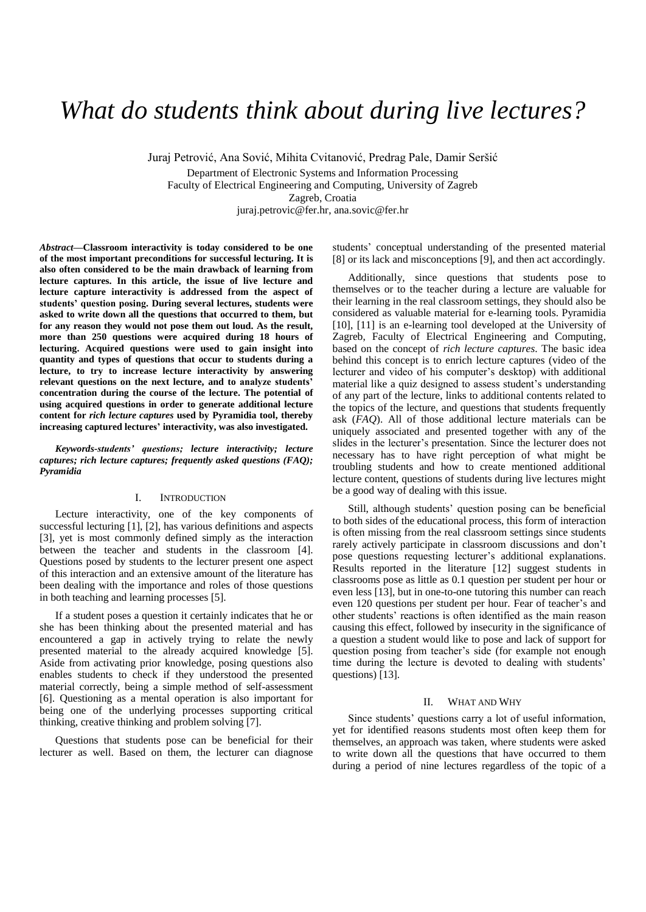# *What do students think about during live lectures?*

Juraj Petrović, Ana Sović, Mihita Cvitanović, Predrag Pale, Damir Seršić

Department of Electronic Systems and Information Processing
Faculty of Electrical Engineering and Computing, University of Zagreb
Zagreb, Croatia
juraj.petrovic@fer.hr, ana.sovic@fer.hr

***Abstract*—Classroom interactivity is today considered to be one of the most important preconditions for successful lecturing. It is also often considered to be the main drawback of learning from lecture captures. In this article, the issue of live lecture and lecture capture interactivity is addressed from the aspect of students' question posing. During several lectures, students were asked to write down all the questions that occurred to them, but for any reason they would not pose them out loud. As the result, more than 250 questions were acquired during 18 hours of lecturing. Acquired questions were used to gain insight into quantity and types of questions that occur to students during a lecture, to try to increase lecture interactivity by answering relevant questions on the next lecture, and to analyze students' concentration during the course of the lecture. The potential of using acquired questions in order to generate additional lecture content for *rich lecture captures* used by Pyramidia tool, thereby increasing captured lectures' interactivity, was also investigated.**

***Keywords-students' questions; lecture interactivity; lecture captures; rich lecture captures; frequently asked questions (FAQ); Pyramidia***

## I. Introduction

Lecture interactivity, one of the key components of successful lecturing [1], [2], has various definitions and aspects [3], yet is most commonly defined simply as the interaction between the teacher and students in the classroom [4]. Questions posed by students to the lecturer present one aspect of this interaction and an extensive amount of the literature has been dealing with the importance and roles of those questions in both teaching and learning processes [5].

If a student poses a question it certainly indicates that he or she has been thinking about the presented material and has encountered a gap in actively trying to relate the newly presented material to the already acquired knowledge [5]. Aside from activating prior knowledge, posing questions also enables students to check if they understood the presented material correctly, being a simple method of self-assessment [6]. Questioning as a mental operation is also important for being one of the underlying processes supporting critical thinking, creative thinking and problem solving [7].

Questions that students pose can be beneficial for their lecturer as well. Based on them, the lecturer can diagnose students' conceptual understanding of the presented material [8] or its lack and misconceptions [9], and then act accordingly.

Additionally, since questions that students pose to themselves or to the teacher during a lecture are valuable for their learning in the real classroom settings, they should also be considered as valuable material for e-learning tools. Pyramidia [10], [11] is an e-learning tool developed at the University of Zagreb, Faculty of Electrical Engineering and Computing, based on the concept of *rich lecture captures*. The basic idea behind this concept is to enrich lecture captures (video of the lecturer and video of his computer's desktop) with additional material like a quiz designed to assess student's understanding of any part of the lecture, links to additional contents related to the topics of the lecture, and questions that students frequently ask (*FAQ*). All of those additional lecture materials can be uniquely associated and presented together with any of the slides in the lecturer's presentation. Since the lecturer does not necessary has to have right perception of what might be troubling students and how to create mentioned additional lecture content, questions of students during live lectures might be a good way of dealing with this issue.

Still, although students' question posing can be beneficial to both sides of the educational process, this form of interaction is often missing from the real classroom settings since students rarely actively participate in classroom discussions and don't pose questions requesting lecturer's additional explanations. Results reported in the literature [12] suggest students in classrooms pose as little as 0.1 question per student per hour or even less [13], but in one-to-one tutoring this number can reach even 120 questions per student per hour. Fear of teacher's and other students' reactions is often identified as the main reason causing this effect, followed by insecurity in the significance of a question a student would like to pose and lack of support for question posing from teacher's side (for example not enough time during the lecture is devoted to dealing with students' questions) [13].

## II. What and Why

Since students' questions carry a lot of useful information, yet for identified reasons students most often keep them for themselves, an approach was taken, where students were asked to write down all the questions that have occurred to them during a period of nine lectures regardless of the topic of a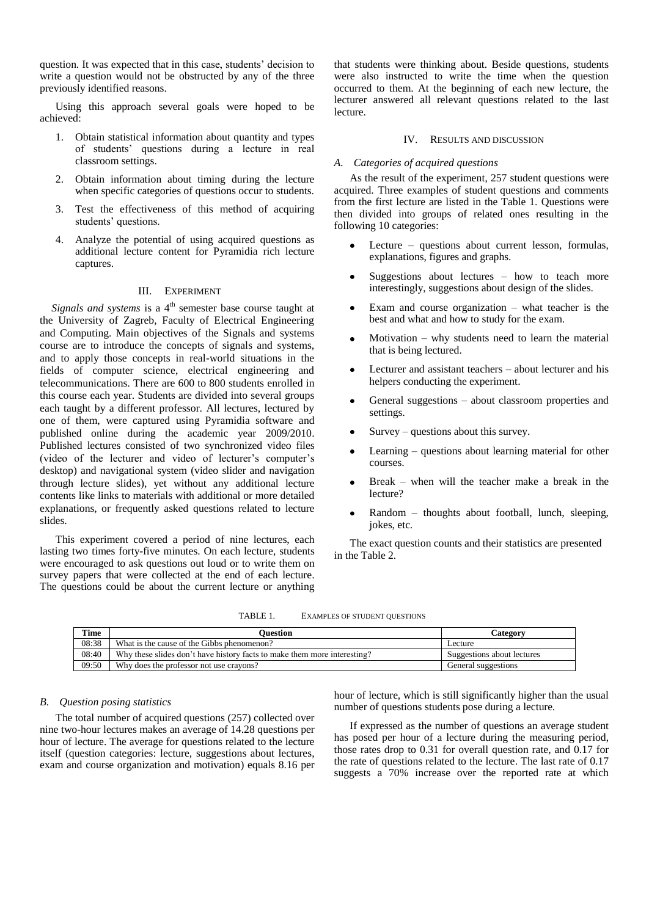question. It was expected that in this case, students' decision to write a question would not be obstructed by any of the three previously identified reasons.

Using this approach several goals were hoped to be achieved:

1. Obtain statistical information about quantity and types of students' questions during a lecture in real classroom settings.
2. Obtain information about timing during the lecture when specific categories of questions occur to students.
3. Test the effectiveness of this method of acquiring students' questions.
4. Analyze the potential of using acquired questions as additional lecture content for Pyramidia rich lecture captures.

## III. Experiment

*Signals and systems* is a 4[th] semester base course taught at the University of Zagreb, Faculty of Electrical Engineering and Computing. Main objectives of the Signals and systems course are to introduce the concepts of signals and systems, and to apply those concepts in real-world situations in the fields of computer science, electrical engineering and telecommunications. There are 600 to 800 students enrolled in this course each year. Students are divided into several groups each taught by a different professor. All lectures, lectured by one of them, were captured using Pyramidia software and published online during the academic year 2009/2010. Published lectures consisted of two synchronized video files (video of the lecturer and video of lecturer's computer's desktop) and navigational system (video slider and navigation through lecture slides), yet without any additional lecture contents like links to materials with additional or more detailed explanations, or frequently asked questions related to lecture slides.

This experiment covered a period of nine lectures, each lasting two times forty-five minutes. On each lecture, students were encouraged to ask questions out loud or to write them on survey papers that were collected at the end of each lecture. The questions could be about the current lecture or anything that students were thinking about. Beside questions, students were also instructed to write the time when the question occurred to them. At the beginning of each new lecture, the lecturer answered all relevant questions related to the last lecture.

## IV. Results and discussion

### A. Categories of acquired questions

As the result of the experiment, 257 student questions were acquired. Three examples of student questions and comments from the first lecture are listed in the Table 1. Questions were then divided into groups of related ones resulting in the following 10 categories:

- Lecture – questions about current lesson, formulas, explanations, figures and graphs.
- Suggestions about lectures – how to teach more interestingly, suggestions about design of the slides.
- Exam and course organization – what teacher is the best and what and how to study for the exam.
- Motivation – why students need to learn the material that is being lectured.
- Lecturer and assistant teachers – about lecturer and his helpers conducting the experiment.
- General suggestions – about classroom properties and settings.
- Survey – questions about this survey.
- Learning – questions about learning material for other courses.
- Break – when will the teacher make a break in the lecture?
- Random – thoughts about football, lunch, sleeping, jokes, etc.

The exact question counts and their statistics are presented in the Table 2.

TABLE 1. EXAMPLES OF STUDENT QUESTIONS

| Time | Question | Category |
|---|---|---|
| 08:38 | What is the cause of the Gibbs phenomenon? | Lecture |
| 08:40 | Why these slides don't have history facts to make them more interesting? | Suggestions about lectures |
| 09:50 | Why does the professor not use crayons? | General suggestions |

### B. Question posing statistics

The total number of acquired questions (257) collected over nine two-hour lectures makes an average of 14.28 questions per hour of lecture. The average for questions related to the lecture itself (question categories: lecture, suggestions about lectures, exam and course organization and motivation) equals 8.16 per hour of lecture, which is still significantly higher than the usual number of questions students pose during a lecture.

If expressed as the number of questions an average student has posed per hour of a lecture during the measuring period, those rates drop to 0.31 for overall question rate, and 0.17 for the rate of questions related to the lecture. The last rate of 0.17 suggests a 70% increase over the reported rate at which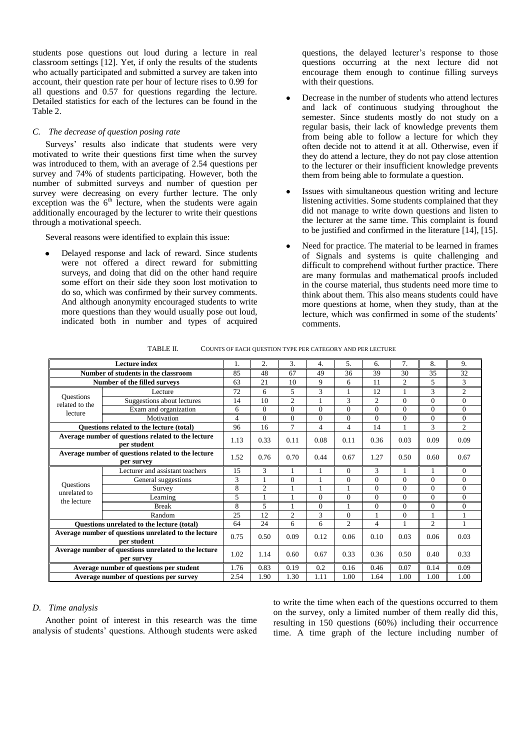students pose questions out loud during a lecture in real classroom settings [12]. Yet, if only the results of the students who actually participated and submitted a survey are taken into account, their question rate per hour of lecture rises to 0.99 for all questions and 0.57 for questions regarding the lecture. Detailed statistics for each of the lectures can be found in the Table 2.

### *C. The decrease of question posing rate*

Surveys' results also indicate that students were very motivated to write their questions first time when the survey was introduced to them, with an average of 2.54 questions per survey and 74% of students participating. However, both the number of submitted surveys and number of question per survey were decreasing on every further lecture. The only exception was the 6th lecture, when the students were again additionally encouraged by the lecturer to write their questions through a motivational speech.

Several reasons were identified to explain this issue:

- Delayed response and lack of reward. Since students were not offered a direct reward for submitting surveys, and doing that did on the other hand require some effort on their side they soon lost motivation to do so, which was confirmed by their survey comments. And although anonymity encouraged students to write more questions than they would usually pose out loud, indicated both in number and types of acquired questions, the delayed lecturer's response to those questions occurring at the next lecture did not encourage them enough to continue filling surveys with their questions.
- Decrease in the number of students who attend lectures and lack of continuous studying throughout the semester. Since students mostly do not study on a regular basis, their lack of knowledge prevents them from being able to follow a lecture for which they often decide not to attend it at all. Otherwise, even if they do attend a lecture, they do not pay close attention to the lecturer or their insufficient knowledge prevents them from being able to formulate a question.
- Issues with simultaneous question writing and lecture listening activities. Some students complained that they did not manage to write down questions and listen to the lecturer at the same time. This complaint is found to be justified and confirmed in the literature [14], [15].
- Need for practice. The material to be learned in frames of Signals and systems is quite challenging and difficult to comprehend without further practice. There are many formulas and mathematical proofs included in the course material, thus students need more time to think about them. This also means students could have more questions at home, when they study, than at the lecture, which was confirmed in some of the students' comments.

TABLE II. COUNTS OF EACH QUESTION TYPE PER CATEGORY AND PER LECTURE

| Lecture index | | 1. | 2. | 3. | 4. | 5. | 6. | 7. | 8. | 9. |
|---|---|---|---|---|---|---|---|---|---|---|
| Number of students in the classroom | | 85 | 48 | 67 | 49 | 36 | 39 | 30 | 35 | 32 |
| Number of the filled surveys | | 63 | 21 | 10 | 9 | 6 | 11 | 2 | 5 | 3 |
| Questions related to the lecture | Lecture | 72 | 6 | 5 | 3 | 1 | 12 | 1 | 3 | 2 |
| | Suggestions about lectures | 14 | 10 | 2 | 1 | 3 | 2 | 0 | 0 | 0 |
| | Exam and organization | 6 | 0 | 0 | 0 | 0 | 0 | 0 | 0 | 0 |
| | Motivation | 4 | 0 | 0 | 0 | 0 | 0 | 0 | 0 | 0 |
| Questions related to the lecture (total) | | 96 | 16 | 7 | 4 | 4 | 14 | 1 | 3 | 2 |
| Average number of questions related to the lecture per student | | 1.13 | 0.33 | 0.11 | 0.08 | 0.11 | 0.36 | 0.03 | 0.09 | 0.09 |
| Average number of questions related to the lecture per survey | | 1.52 | 0.76 | 0.70 | 0.44 | 0.67 | 1.27 | 0.50 | 0.60 | 0.67 |
| Questions unrelated to the lecture | Lecturer and assistant teachers | 15 | 3 | 1 | 1 | 0 | 3 | 1 | 1 | 0 |
| | General suggestions | 3 | 1 | 0 | 1 | 0 | 0 | 0 | 0 | 0 |
| | Survey | 8 | 2 | 1 | 1 | 1 | 0 | 0 | 0 | 0 |
| | Learning | 5 | 1 | 1 | 0 | 0 | 0 | 0 | 0 | 0 |
| | Break | 8 | 5 | 1 | 0 | 1 | 0 | 0 | 0 | 0 |
| | Random | 25 | 12 | 2 | 3 | 0 | 1 | 0 | 1 | 1 |
| Questions unrelated to the lecture (total) | | 64 | 24 | 6 | 6 | 2 | 4 | 1 | 2 | 1 |
| Average number of questions unrelated to the lecture per student | | 0.75 | 0.50 | 0.09 | 0.12 | 0.06 | 0.10 | 0.03 | 0.06 | 0.03 |
| Average number of questions unrelated to the lecture per survey | | 1.02 | 1.14 | 0.60 | 0.67 | 0.33 | 0.36 | 0.50 | 0.40 | 0.33 |
| Average number of questions per student | | 1.76 | 0.83 | 0.19 | 0.2 | 0.16 | 0.46 | 0.07 | 0.14 | 0.09 |
| Average number of questions per survey | | 2.54 | 1.90 | 1.30 | 1.11 | 1.00 | 1.64 | 1.00 | 1.00 | 1.00 |

### *D. Time analysis*

Another point of interest in this research was the time analysis of students' questions. Although students were asked to write the time when each of the questions occurred to them on the survey, only a limited number of them really did this, resulting in 150 questions (60%) including their occurrence time. A time graph of the lecture including number of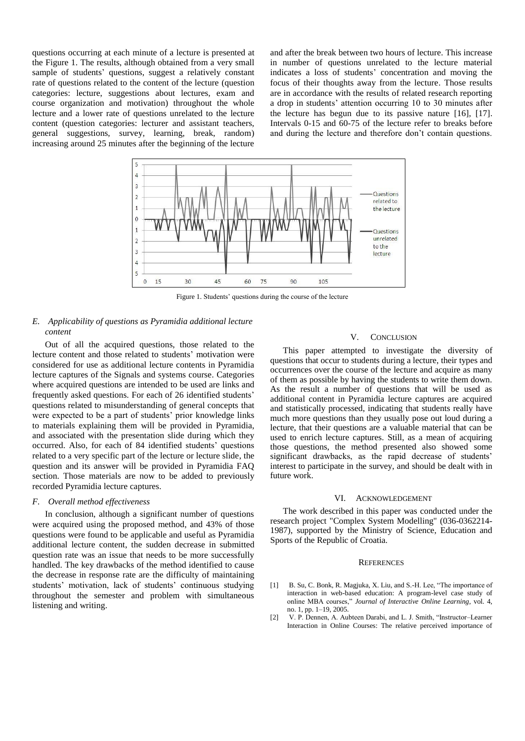questions occurring at each minute of a lecture is presented at the Figure 1. The results, although obtained from a very small sample of students' questions, suggest a relatively constant rate of questions related to the content of the lecture (question categories: lecture, suggestions about lectures, exam and course organization and motivation) throughout the whole lecture and a lower rate of questions unrelated to the lecture content (question categories: lecturer and assistant teachers, general suggestions, survey, learning, break, random) increasing around 25 minutes after the beginning of the lecture and after the break between two hours of lecture. This increase in number of questions unrelated to the lecture material indicates a loss of students' concentration and moving the focus of their thoughts away from the lecture. Those results are in accordance with the results of related research reporting a drop in students' attention occurring 10 to 30 minutes after the lecture has begun due to its passive nature [16], [17]. Intervals 0-15 and 60-75 of the lecture refer to breaks before and during the lecture and therefore don't contain questions.

Figure 1. Students' questions during the course of the lecture

### *E. Applicability of questions as Pyramidia additional lecture content*

Out of all the acquired questions, those related to the lecture content and those related to students' motivation were considered for use as additional lecture contents in Pyramidia lecture captures of the Signals and systems course. Categories where acquired questions are intended to be used are links and frequently asked questions. For each of 26 identified students' questions related to misunderstanding of general concepts that were expected to be a part of students' prior knowledge links to materials explaining them will be provided in Pyramidia, and associated with the presentation slide during which they occurred. Also, for each of 84 identified students' questions related to a very specific part of the lecture or lecture slide, the question and its answer will be provided in Pyramidia FAQ section. Those materials are now to be added to previously recorded Pyramidia lecture captures.

### *F. Overall method effectiveness*

In conclusion, although a significant number of questions were acquired using the proposed method, and 43% of those questions were found to be applicable and useful as Pyramidia additional lecture content, the sudden decrease in submitted question rate was an issue that needs to be more successfully handled. The key drawbacks of the method identified to cause the decrease in response rate are the difficulty of maintaining students' motivation, lack of students' continuous studying throughout the semester and problem with simultaneous listening and writing.

## V. CONCLUSION

This paper attempted to investigate the diversity of questions that occur to students during a lecture, their types and occurrences over the course of the lecture and acquire as many of them as possible by having the students to write them down. As the result a number of questions that will be used as additional content in Pyramidia lecture captures are acquired and statistically processed, indicating that students really have much more questions than they usually pose out loud during a lecture, that their questions are a valuable material that can be used to enrich lecture captures. Still, as a mean of acquiring those questions, the method presented also showed some significant drawbacks, as the rapid decrease of students' interest to participate in the survey, and should be dealt with in future work.

## VI. ACKNOWLEDGEMENT

The work described in this paper was conducted under the research project "Complex System Modelling" (036-0362214-1987), supported by the Ministry of Science, Education and Sports of the Republic of Croatia.

## REFERENCES

[1] B. Su, C. Bonk, R. Magjuka, X. Liu, and S.-H. Lee, "The importance of interaction in web-based education: A program-level case study of online MBA courses," *Journal of Interactive Online Learning*, vol. 4, no. 1, pp. 1–19, 2005.

[2] V. P. Dennen, A. Aubteen Darabi, and L. J. Smith, "Instructor–Learner Interaction in Online Courses: The relative perceived importance of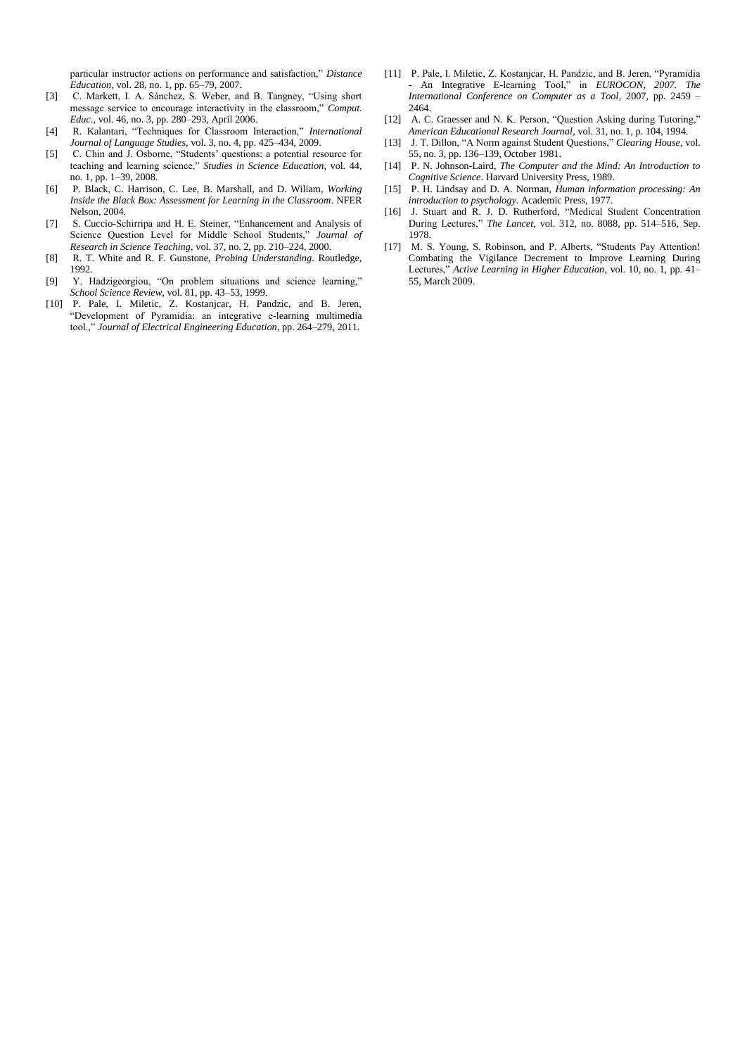particular instructor actions on performance and satisfaction," *Distance Education*, vol. 28, no. 1, pp. 65–79, 2007.

[3] C. Markett, I. A. Sánchez, S. Weber, and B. Tangney, "Using short message service to encourage interactivity in the classroom," *Comput. Educ.*, vol. 46, no. 3, pp. 280–293, April 2006.

[4] R. Kalantari, "Techniques for Classroom Interaction," *International Journal of Language Studies*, vol. 3, no. 4, pp. 425–434, 2009.

[5] C. Chin and J. Osborne, "Students' questions: a potential resource for teaching and learning science," *Studies in Science Education*, vol. 44, no. 1, pp. 1–39, 2008.

[6] P. Black, C. Harrison, C. Lee, B. Marshall, and D. Wiliam, *Working Inside the Black Box: Assessment for Learning in the Classroom*. NFER Nelson, 2004.

[7] S. Cuccio-Schirripa and H. E. Steiner, "Enhancement and Analysis of Science Question Level for Middle School Students," *Journal of Research in Science Teaching*, vol. 37, no. 2, pp. 210–224, 2000.

[8] R. T. White and R. F. Gunstone, *Probing Understanding*. Routledge, 1992.

[9] Y. Hadzigeorgiou, "On problem situations and science learning," *School Science Review*, vol. 81, pp. 43–53, 1999.

[10] P. Pale, I. Miletic, Z. Kostanjcar, H. Pandzic, and B. Jeren, "Development of Pyramidia: an integrative e-learning multimedia tool.," *Journal of Electrical Engineering Education*, pp. 264–279, 2011.

[11] P. Pale, I. Miletic, Z. Kostanjcar, H. Pandzic, and B. Jeren, "Pyramidia - An Integrative E-learning Tool," in *EUROCON, 2007. The International Conference on Computer as a Tool*, 2007, pp. 2459 – 2464.

[12] A. C. Graesser and N. K. Person, "Question Asking during Tutoring," *American Educational Research Journal*, vol. 31, no. 1, p. 104, 1994.

[13] J. T. Dillon, "A Norm against Student Questions," *Clearing House*, vol. 55, no. 3, pp. 136–139, October 1981.

[14] P. N. Johnson-Laird, *The Computer and the Mind: An Introduction to Cognitive Science*. Harvard University Press, 1989.

[15] P. H. Lindsay and D. A. Norman, *Human information processing: An introduction to psychology*. Academic Press, 1977.

[16] J. Stuart and R. J. D. Rutherford, "Medical Student Concentration During Lectures," *The Lancet*, vol. 312, no. 8088, pp. 514–516, Sep. 1978.

[17] M. S. Young, S. Robinson, and P. Alberts, "Students Pay Attention! Combating the Vigilance Decrement to Improve Learning During Lectures," *Active Learning in Higher Education*, vol. 10, no. 1, pp. 41–55, March 2009.